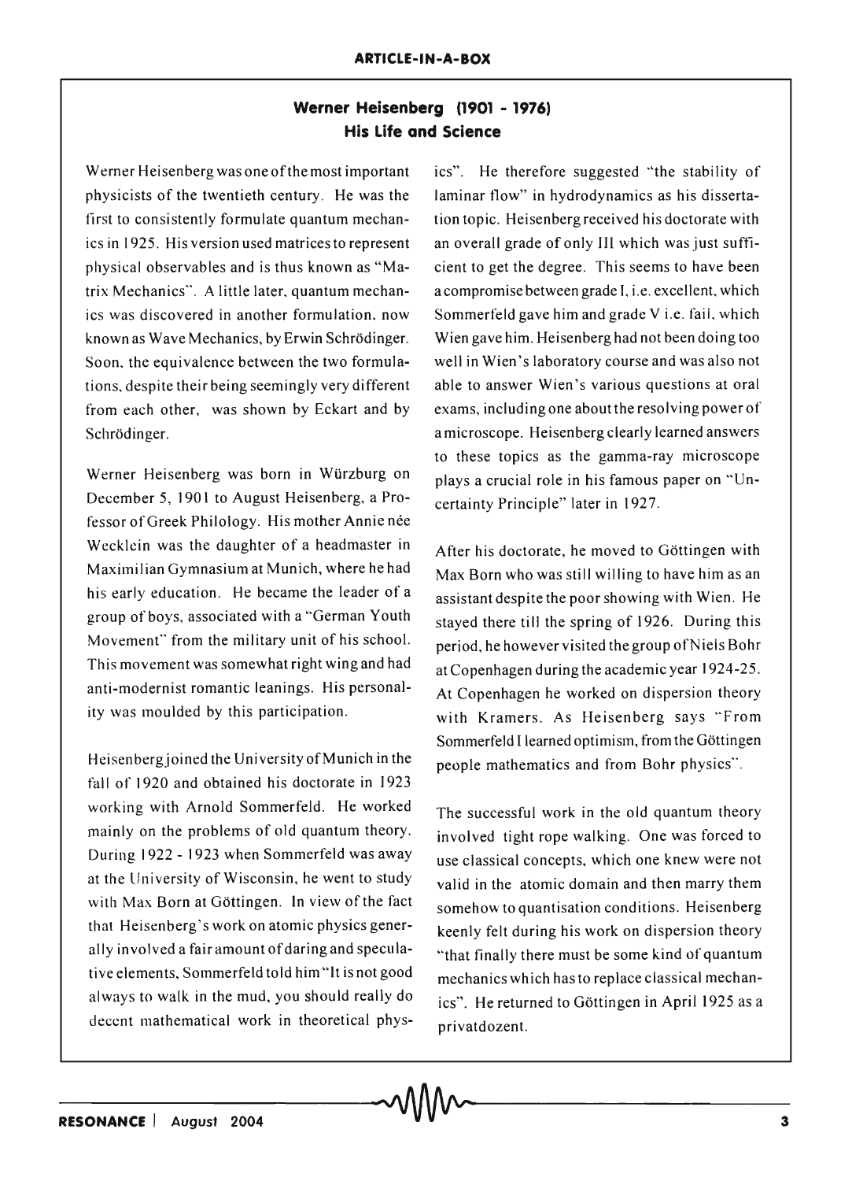# Werner Heisenberg (1901 - 1976)
## His Life and Science

Werner Heisenberg was one of the most important physicists of the twentieth century. He was the first to consistently formulate quantum mechanics in 1925. His version used matrices to represent physical observables and is thus known as "Matrix Mechanics". A little later, quantum mechanics was discovered in another formulation, now known as Wave Mechanics, by Erwin Schrödinger. Soon, the equivalence between the two formulations, despite their being seemingly very different from each other, was shown by Eckart and by Schrödinger.

Werner Heisenberg was born in Würzburg on December 5, 1901 to August Heisenberg, a Professor of Greek Philology. His mother Annie née Wecklein was the daughter of a headmaster in Maximilian Gymnasium at Munich, where he had his early education. He became the leader of a group of boys, associated with a "German Youth Movement" from the military unit of his school. This movement was somewhat right wing and had anti-modernist romantic leanings. His personality was moulded by this participation.

Heisenberg joined the University of Munich in the fall of 1920 and obtained his doctorate in 1923 working with Arnold Sommerfeld. He worked mainly on the problems of old quantum theory. During 1922 - 1923 when Sommerfeld was away at the University of Wisconsin, he went to study with Max Born at Göttingen. In view of the fact that Heisenberg's work on atomic physics generally involved a fair amount of daring and speculative elements, Sommerfeld told him "It is not good always to walk in the mud, you should really do decent mathematical work in theoretical physics". He therefore suggested "the stability of laminar flow" in hydrodynamics as his dissertation topic. Heisenberg received his doctorate with an overall grade of only III which was just sufficient to get the degree. This seems to have been a compromise between grade I, i.e. excellent, which Sommerfeld gave him and grade V i.e. fail, which Wien gave him. Heisenberg had not been doing too well in Wien's laboratory course and was also not able to answer Wien's various questions at oral exams, including one about the resolving power of a microscope. Heisenberg clearly learned answers to these topics as the gamma-ray microscope plays a crucial role in his famous paper on "Uncertainty Principle" later in 1927.

After his doctorate, he moved to Göttingen with Max Born who was still willing to have him as an assistant despite the poor showing with Wien. He stayed there till the spring of 1926. During this period, he however visited the group of Niels Bohr at Copenhagen during the academic year 1924-25. At Copenhagen he worked on dispersion theory with Kramers. As Heisenberg says "From Sommerfeld I learned optimism, from the Göttingen people mathematics and from Bohr physics".

The successful work in the old quantum theory involved tight rope walking. One was forced to use classical concepts, which one knew were not valid in the atomic domain and then marry them somehow to quantisation conditions. Heisenberg keenly felt during his work on dispersion theory "that finally there must be some kind of quantum mechanics which has to replace classical mechanics". He returned to Göttingen in April 1925 as a privatdozent.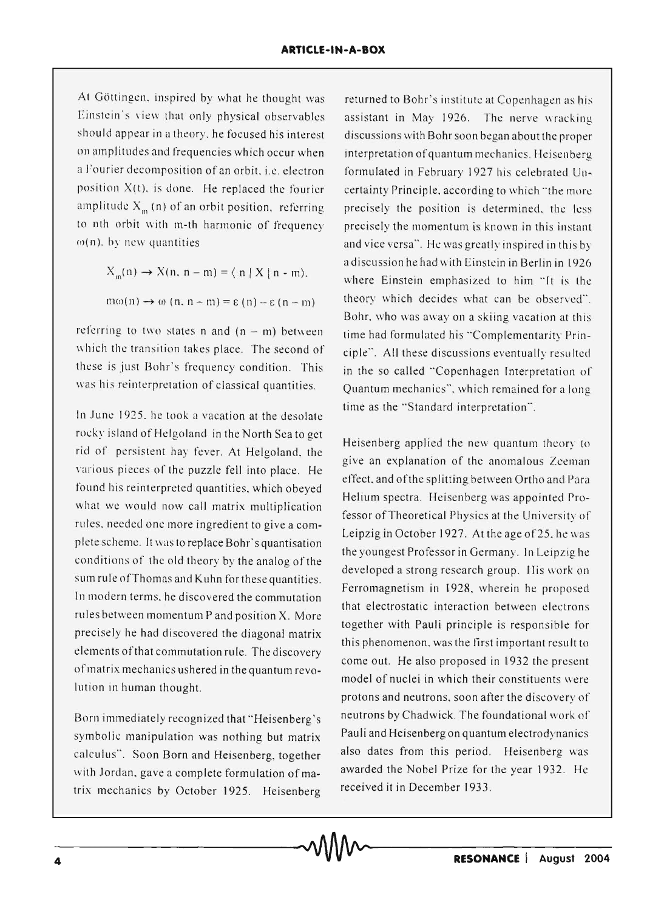At Göttingen, inspired by what he thought was Einstein's view that only physical observables should appear in a theory, he focused his interest on amplitudes and frequencies which occur when a Fourier decomposition of an orbit, i.e. electron position $X(t)$, is done. He replaced the fourier amplitude $X_m(n)$ of an orbit position, referring to nth orbit with m-th harmonic of frequency $\omega(n)$, by new quantities

$$X_m(n) \rightarrow X(n, n-m) = \langle n \mid X \mid n-m \rangle,$$

$$m\omega(n) \rightarrow \omega(n, n-m) = \varepsilon(n) - \varepsilon(n-m)$$

referring to two states n and $(n - m)$ between which the transition takes place. The second of these is just Bohr's frequency condition. This was his reinterpretation of classical quantities.

In June 1925, he took a vacation at the desolate rocky island of Helgoland in the North Sea to get rid of persistent hay fever. At Helgoland, the various pieces of the puzzle fell into place. He found his reinterpreted quantities, which obeyed what we would now call matrix multiplication rules, needed one more ingredient to give a complete scheme. It was to replace Bohr's quantisation conditions of the old theory by the analog of the sum rule of Thomas and Kuhn for these quantities. In modern terms, he discovered the commutation rules between momentum P and position X. More precisely he had discovered the diagonal matrix elements of that commutation rule. The discovery of matrix mechanics ushered in the quantum revolution in human thought.

Born immediately recognized that "Heisenberg's symbolic manipulation was nothing but matrix calculus". Soon Born and Heisenberg, together with Jordan, gave a complete formulation of matrix mechanics by October 1925. Heisenberg returned to Bohr's institute at Copenhagen as his assistant in May 1926. The nerve wracking discussions with Bohr soon began about the proper interpretation of quantum mechanics. Heisenberg formulated in February 1927 his celebrated Uncertainty Principle, according to which "the more precisely the position is determined, the less precisely the momentum is known in this instant and vice versa". He was greatly inspired in this by a discussion he had with Einstein in Berlin in 1926 where Einstein emphasized to him "It is the theory which decides what can be observed". Bohr, who was away on a skiing vacation at this time had formulated his "Complementarity Principle". All these discussions eventually resulted in the so called "Copenhagen Interpretation of Quantum mechanics", which remained for a long time as the "Standard interpretation".

Heisenberg applied the new quantum theory to give an explanation of the anomalous Zeeman effect, and of the splitting between Ortho and Para Helium spectra. Heisenberg was appointed Professor of Theoretical Physics at the University of Leipzig in October 1927. At the age of 25, he was the youngest Professor in Germany. In Leipzig he developed a strong research group. His work on Ferromagnetism in 1928, wherein he proposed that electrostatic interaction between electrons together with Pauli principle is responsible for this phenomenon, was the first important result to come out. He also proposed in 1932 the present model of nuclei in which their constituents were protons and neutrons, soon after the discovery of neutrons by Chadwick. The foundational work of Pauli and Heisenberg on quantum electrodynamics also dates from this period. Heisenberg was awarded the Nobel Prize for the year 1932. He received it in December 1933.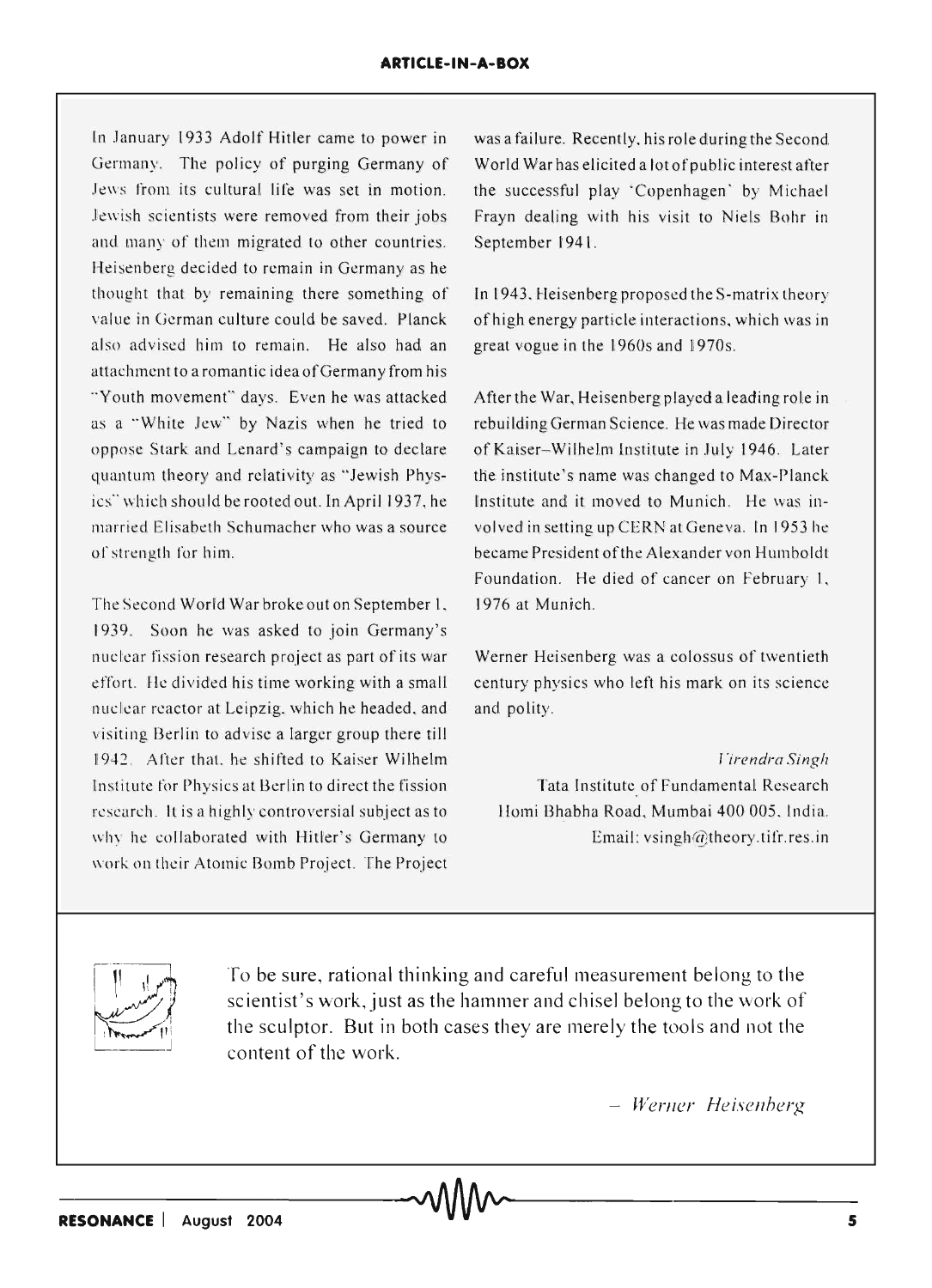In January 1933 Adolf Hitler came to power in Germany. The policy of purging Germany of Jews from its cultural life was set in motion. Jewish scientists were removed from their jobs and many of them migrated to other countries. Heisenberg decided to remain in Germany as he thought that by remaining there something of value in German culture could be saved. Planck also advised him to remain. He also had an attachment to a romantic idea of Germany from his "Youth movement" days. Even he was attacked as a "White Jew" by Nazis when he tried to oppose Stark and Lenard's campaign to declare quantum theory and relativity as "Jewish Physics" which should be rooted out. In April 1937, he married Elisabeth Schumacher who was a source of strength for him.

The Second World War broke out on September 1, 1939. Soon he was asked to join Germany's nuclear fission research project as part of its war effort. He divided his time working with a small nuclear reactor at Leipzig, which he headed, and visiting Berlin to advise a larger group there till 1942. After that, he shifted to Kaiser Wilhelm Institute for Physics at Berlin to direct the fission research. It is a highly controversial subject as to why he collaborated with Hitler's Germany to work on their Atomic Bomb Project. The Project was a failure. Recently, his role during the Second World War has elicited a lot of public interest after the successful play 'Copenhagen' by Michael Frayn dealing with his visit to Niels Bohr in September 1941.

In 1943, Heisenberg proposed the S-matrix theory of high energy particle interactions, which was in great vogue in the 1960s and 1970s.

After the War, Heisenberg played a leading role in rebuilding German Science. He was made Director of Kaiser–Wilhelm Institute in July 1946. Later the institute's name was changed to Max-Planck Institute and it moved to Munich. He was involved in setting up CERN at Geneva. In 1953 he became President of the Alexander von Humboldt Foundation. He died of cancer on February 1, 1976 at Munich.

Werner Heisenberg was a colossus of twentieth century physics who left his mark on its science and polity.

*Virendra Singh*
Tata Institute of Fundamental Research
Homi Bhabha Road, Mumbai 400 005, India.
Email: vsingh@theory.tifr.res.in

---

To be sure, rational thinking and careful measurement belong to the scientist's work, just as the hammer and chisel belong to the work of the sculptor. But in both cases they are merely the tools and not the content of the work.

*– Werner Heisenberg*